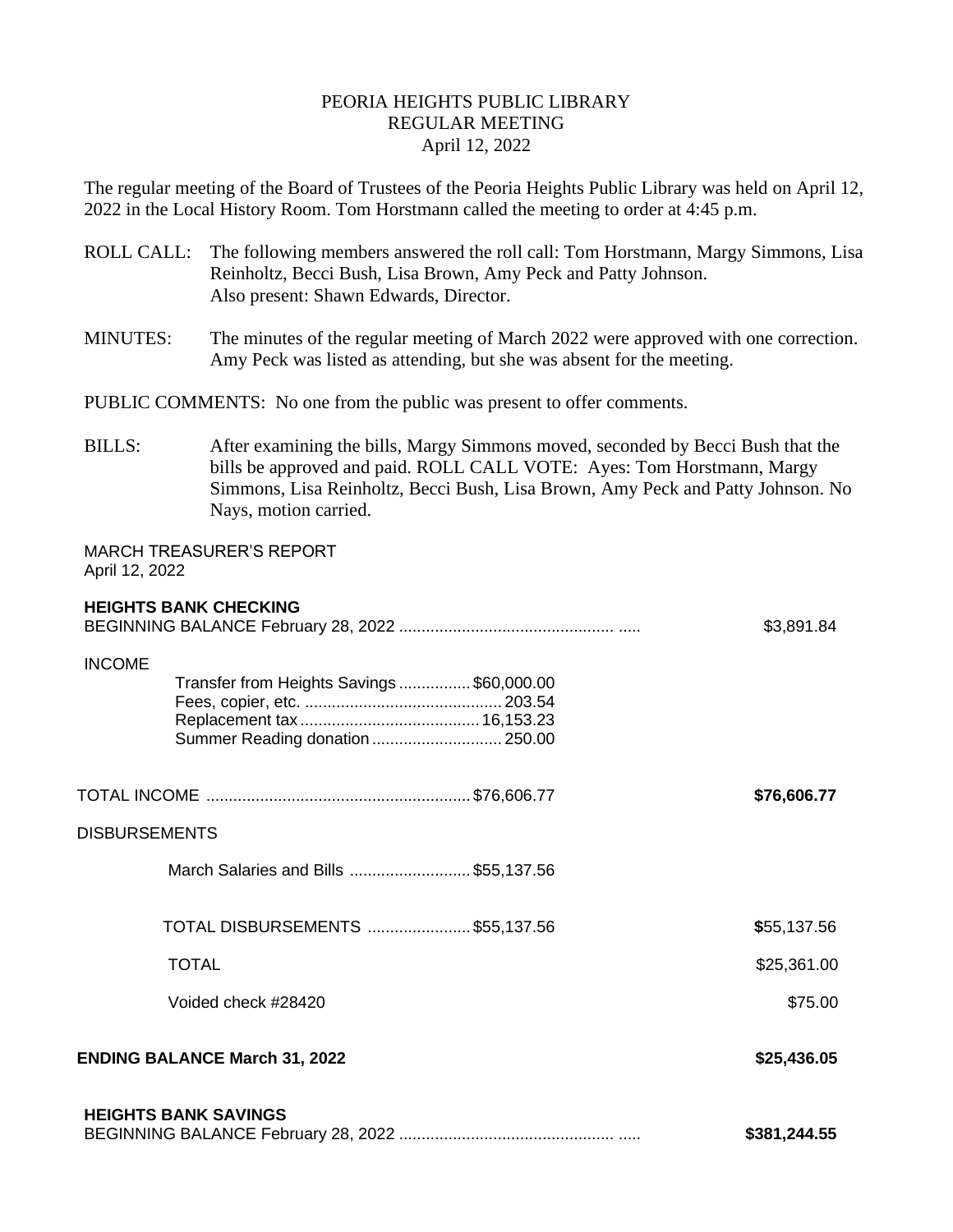PEORIA HEIGHTS PUBLIC LIBRARY
REGULAR MEETING
April 12, 2022

The regular meeting of the Board of Trustees of the Peoria Heights Public Library was held on April 12, 2022 in the Local History Room. Tom Horstmann called the meeting to order at 4:45 p.m.

ROLL CALL: The following members answered the roll call: Tom Horstmann, Margy Simmons, Lisa Reinholtz, Becci Bush, Lisa Brown, Amy Peck and Patty Johnson. Also present: Shawn Edwards, Director.

MINUTES: The minutes of the regular meeting of March 2022 were approved with one correction. Amy Peck was listed as attending, but she was absent for the meeting.

PUBLIC COMMENTS: No one from the public was present to offer comments.

BILLS: After examining the bills, Margy Simmons moved, seconded by Becci Bush that the bills be approved and paid. ROLL CALL VOTE: Ayes: Tom Horstmann, Margy Simmons, Lisa Reinholtz, Becci Bush, Lisa Brown, Amy Peck and Patty Johnson. No Nays, motion carried.

MARCH TREASURER'S REPORT
April 12, 2022

**HEIGHTS BANK CHECKING**

| | | |
|---|---|---|
| BEGINNING BALANCE February 28, 2022 | | $3,891.84 |
| INCOME | | |
| Transfer from Heights Savings | $60,000.00 | |
| Fees, copier, etc. | 203.54 | |
| Replacement tax | 16,153.23 | |
| Summer Reading donation | 250.00 | |
| TOTAL INCOME | $76,606.77 | **$76,606.77** |
| DISBURSEMENTS | | |
| March Salaries and Bills | $55,137.56 | |
| TOTAL DISBURSEMENTS | $55,137.56 | $55,137.56 |
| TOTAL | | $25,361.00 |
| Voided check #28420 | | $75.00 |
| **ENDING BALANCE March 31, 2022** | | **$25,436.05** |

**HEIGHTS BANK SAVINGS**

| | |
|---|---|
| BEGINNING BALANCE February 28, 2022 | **$381,244.55** |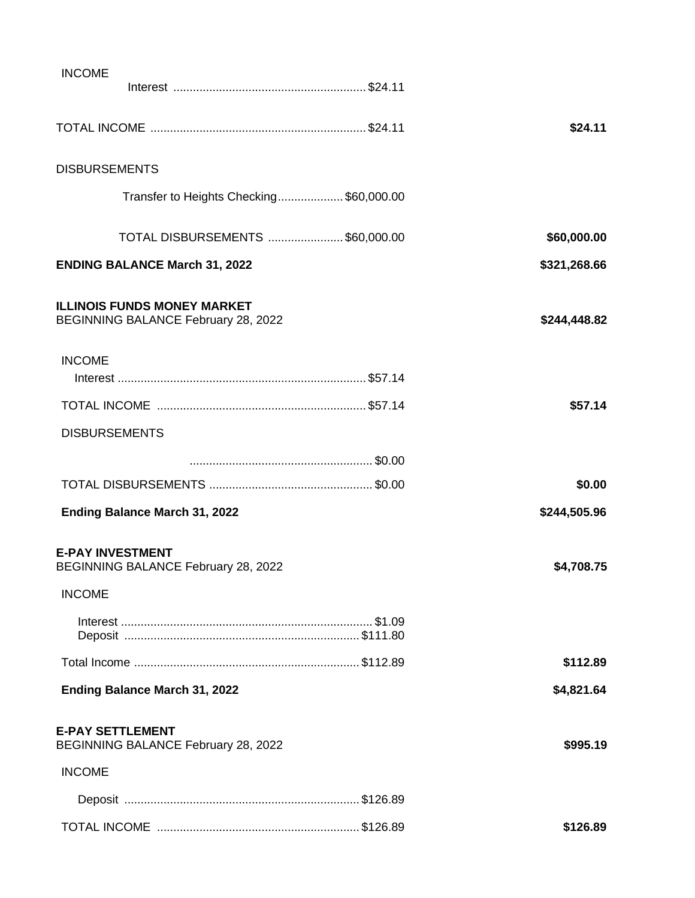INCOME

| | | |
|---|---|---|
| Interest | $24.11 | |
| TOTAL INCOME | $24.11 | **$24.11** |

DISBURSEMENTS

| | | |
|---|---|---|
| Transfer to Heights Checking | $60,000.00 | |
| TOTAL DISBURSEMENTS | $60,000.00 | **$60,000.00** |
| **ENDING BALANCE March 31, 2022** | | **$321,268.66** |

**ILLINOIS FUNDS MONEY MARKET**

| | | |
|---|---|---|
| BEGINNING BALANCE February 28, 2022 | | **$244,448.82** |

INCOME

| | | |
|---|---|---|
| Interest | $57.14 | |
| TOTAL INCOME | $57.14 | **$57.14** |

DISBURSEMENTS

| | | |
|---|---|---|
| | $0.00 | |
| TOTAL DISBURSEMENTS | $0.00 | **$0.00** |
| **Ending Balance March 31, 2022** | | **$244,505.96** |

**E-PAY INVESTMENT**

| | | |
|---|---|---|
| BEGINNING BALANCE February 28, 2022 | | **$4,708.75** |

INCOME

| | | |
|---|---|---|
| Interest | $1.09 | |
| Deposit | $111.80 | |
| Total Income | $112.89 | **$112.89** |
| **Ending Balance March 31, 2022** | | **$4,821.64** |

**E-PAY SETTLEMENT**

| | | |
|---|---|---|
| BEGINNING BALANCE February 28, 2022 | | **$995.19** |

INCOME

| | | |
|---|---|---|
| Deposit | $126.89 | |
| TOTAL INCOME | $126.89 | **$126.89** |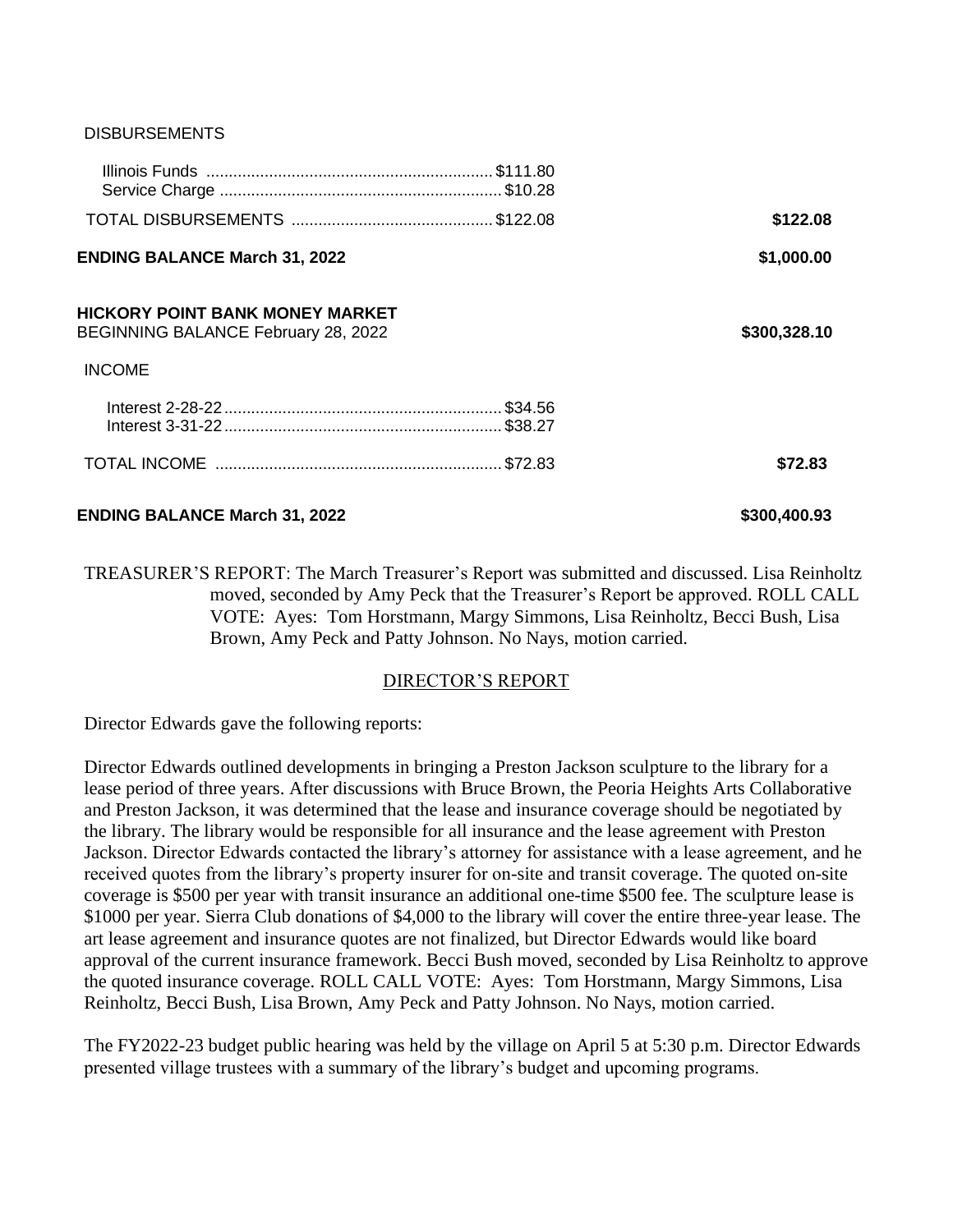DISBURSEMENTS

| | | |
|---|---|---|
| Illinois Funds | $111.80 | |
| Service Charge | $10.28 | |
| TOTAL DISBURSEMENTS | $122.08 | **$122.08** |
| **ENDING BALANCE March 31, 2022** | | **$1,000.00** |

**HICKORY POINT BANK MONEY MARKET**

| | | |
|---|---|---|
| BEGINNING BALANCE February 28, 2022 | | **$300,328.10** |
| INCOME | | |
| Interest 2-28-22 | $34.56 | |
| Interest 3-31-22 | $38.27 | |
| TOTAL INCOME | $72.83 | **$72.83** |
| **ENDING BALANCE March 31, 2022** | | **$300,400.93** |

TREASURER'S REPORT: The March Treasurer's Report was submitted and discussed. Lisa Reinholtz moved, seconded by Amy Peck that the Treasurer's Report be approved. ROLL CALL VOTE: Ayes: Tom Horstmann, Margy Simmons, Lisa Reinholtz, Becci Bush, Lisa Brown, Amy Peck and Patty Johnson. No Nays, motion carried.

## DIRECTOR'S REPORT

Director Edwards gave the following reports:

Director Edwards outlined developments in bringing a Preston Jackson sculpture to the library for a lease period of three years. After discussions with Bruce Brown, the Peoria Heights Arts Collaborative and Preston Jackson, it was determined that the lease and insurance coverage should be negotiated by the library. The library would be responsible for all insurance and the lease agreement with Preston Jackson. Director Edwards contacted the library's attorney for assistance with a lease agreement, and he received quotes from the library's property insurer for on-site and transit coverage. The quoted on-site coverage is $500 per year with transit insurance an additional one-time $500 fee. The sculpture lease is $1000 per year. Sierra Club donations of $4,000 to the library will cover the entire three-year lease. The art lease agreement and insurance quotes are not finalized, but Director Edwards would like board approval of the current insurance framework. Becci Bush moved, seconded by Lisa Reinholtz to approve the quoted insurance coverage. ROLL CALL VOTE: Ayes: Tom Horstmann, Margy Simmons, Lisa Reinholtz, Becci Bush, Lisa Brown, Amy Peck and Patty Johnson. No Nays, motion carried.

The FY2022-23 budget public hearing was held by the village on April 5 at 5:30 p.m. Director Edwards presented village trustees with a summary of the library's budget and upcoming programs.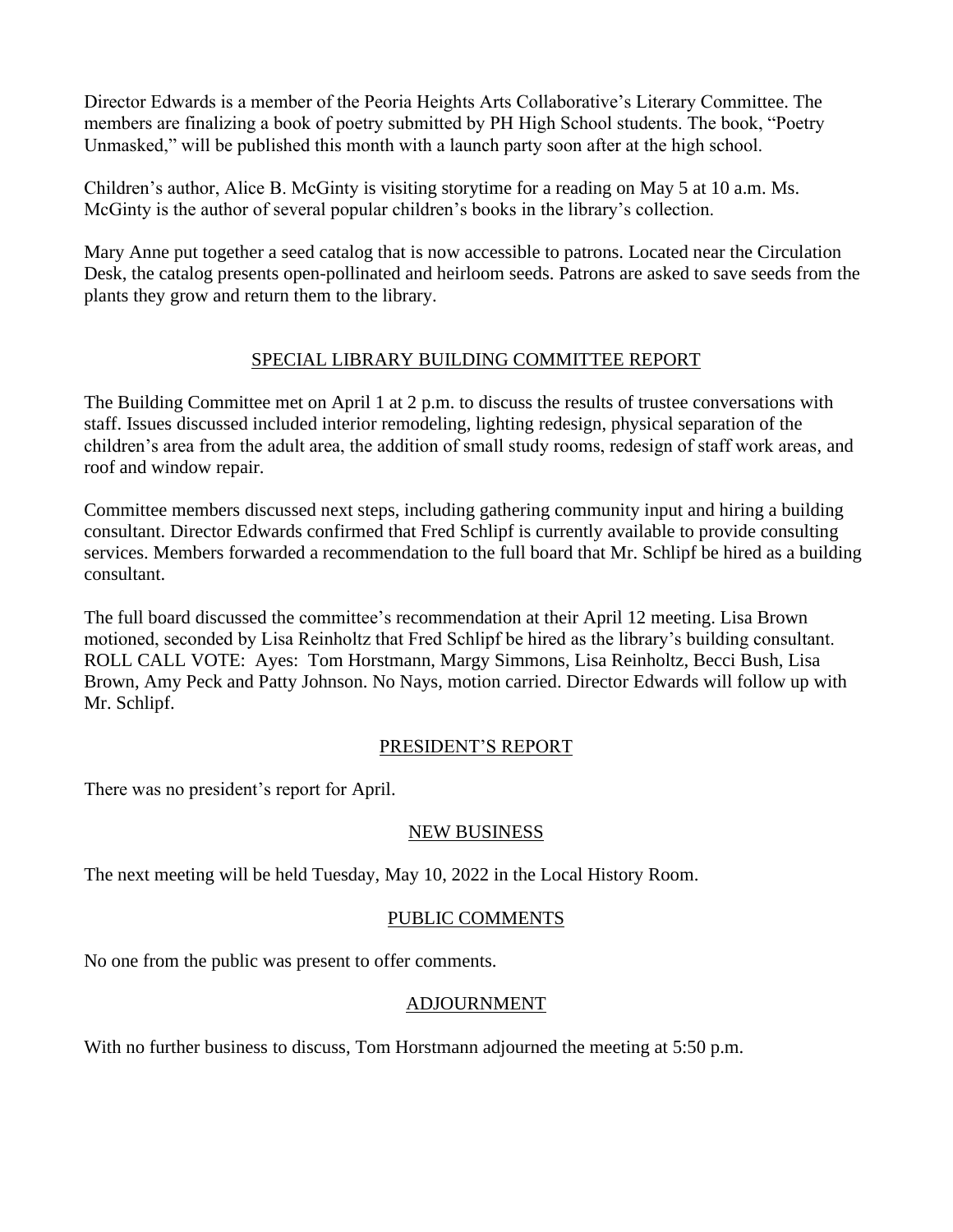Director Edwards is a member of the Peoria Heights Arts Collaborative's Literary Committee. The members are finalizing a book of poetry submitted by PH High School students. The book, "Poetry Unmasked," will be published this month with a launch party soon after at the high school.

Children's author, Alice B. McGinty is visiting storytime for a reading on May 5 at 10 a.m. Ms. McGinty is the author of several popular children's books in the library's collection.

Mary Anne put together a seed catalog that is now accessible to patrons. Located near the Circulation Desk, the catalog presents open-pollinated and heirloom seeds. Patrons are asked to save seeds from the plants they grow and return them to the library.

## SPECIAL LIBRARY BUILDING COMMITTEE REPORT

The Building Committee met on April 1 at 2 p.m. to discuss the results of trustee conversations with staff. Issues discussed included interior remodeling, lighting redesign, physical separation of the children's area from the adult area, the addition of small study rooms, redesign of staff work areas, and roof and window repair.

Committee members discussed next steps, including gathering community input and hiring a building consultant. Director Edwards confirmed that Fred Schlipf is currently available to provide consulting services. Members forwarded a recommendation to the full board that Mr. Schlipf be hired as a building consultant.

The full board discussed the committee's recommendation at their April 12 meeting. Lisa Brown motioned, seconded by Lisa Reinholtz that Fred Schlipf be hired as the library's building consultant. ROLL CALL VOTE: Ayes: Tom Horstmann, Margy Simmons, Lisa Reinholtz, Becci Bush, Lisa Brown, Amy Peck and Patty Johnson. No Nays, motion carried. Director Edwards will follow up with Mr. Schlipf.

## PRESIDENT'S REPORT

There was no president's report for April.

## NEW BUSINESS

The next meeting will be held Tuesday, May 10, 2022 in the Local History Room.

## PUBLIC COMMENTS

No one from the public was present to offer comments.

## ADJOURNMENT

With no further business to discuss, Tom Horstmann adjourned the meeting at 5:50 p.m.